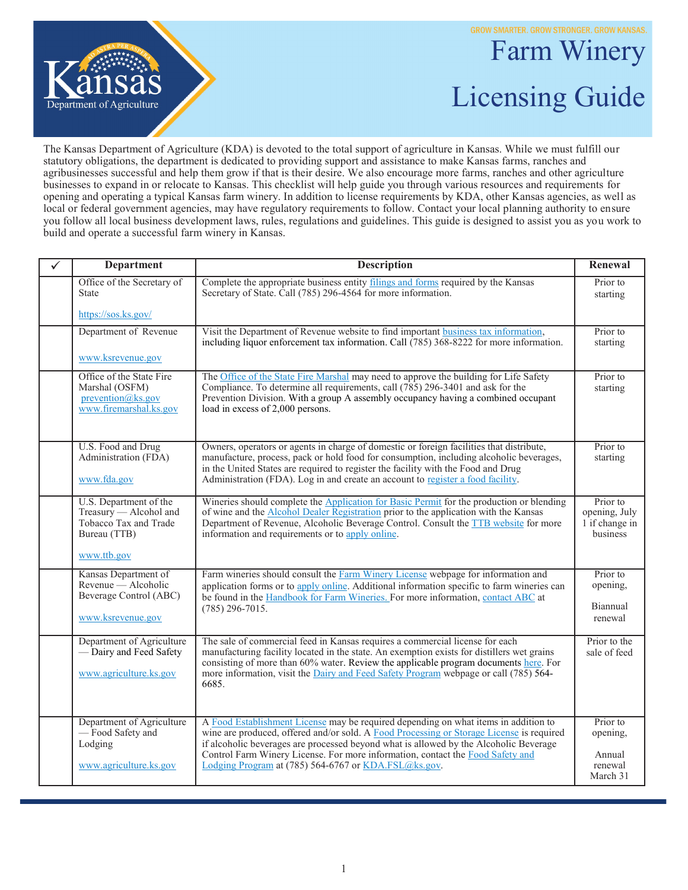GROW SMARTER. GROW STRONGER. GROW KANSAS.

# Farm Winery Licensing Guide

The Kansas Department of Agriculture (KDA) is devoted to the total support of agriculture in Kansas. While we must fulfill our statutory obligations, the department is dedicated to providing support and assistance to make Kansas farms, ranches and agribusinesses successful and help them grow if that is their desire. We also encourage more farms, ranches and other agriculture businesses to expand in or relocate to Kansas. This checklist will help guide you through various resources and requirements for opening and operating a typical Kansas farm winery. In addition to license requirements by KDA, other Kansas agencies, as well as local or federal government agencies, may have regulatory requirements to follow. Contact your local planning authority to ensure you follow all local business development laws, rules, regulations and guidelines. This guide is designed to assist you as you work to build and operate a successful farm winery in Kansas.

| ✓ | Department | Description | Renewal |
|---|---|---|---|
| | Office of the Secretary of State<br><br>https://sos.ks.gov/ | Complete the appropriate business entity filings and forms required by the Kansas Secretary of State. Call (785) 296-4564 for more information. | Prior to starting |
| | Department of Revenue<br><br>www.ksrevenue.gov | Visit the Department of Revenue website to find important business tax information, including liquor enforcement tax information. Call (785) 368-8222 for more information. | Prior to starting |
| | Office of the State Fire Marshal (OSFM)<br>prevention@ks.gov<br>www.firemarshal.ks.gov | The Office of the State Fire Marshal may need to approve the building for Life Safety Compliance. To determine all requirements, call (785) 296-3401 and ask for the Prevention Division. With a group A assembly occupancy having a combined occupant load in excess of 2,000 persons. | Prior to starting |
| | U.S. Food and Drug Administration (FDA)<br><br>www.fda.gov | Owners, operators or agents in charge of domestic or foreign facilities that distribute, manufacture, process, pack or hold food for consumption, including alcoholic beverages, in the United States are required to register the facility with the Food and Drug Administration (FDA). Log in and create an account to register a food facility. | Prior to starting |
| | U.S. Department of the Treasury — Alcohol and Tobacco Tax and Trade Bureau (TTB)<br><br>www.ttb.gov | Wineries should complete the Application for Basic Permit for the production or blending of wine and the Alcohol Dealer Registration prior to the application with the Kansas Department of Revenue, Alcoholic Beverage Control. Consult the TTB website for more information and requirements or to apply online. | Prior to opening, July 1 if change in business |
| | Kansas Department of Revenue — Alcoholic Beverage Control (ABC)<br><br>www.ksrevenue.gov | Farm wineries should consult the Farm Winery License webpage for information and application forms or to apply online. Additional information specific to farm wineries can be found in the Handbook for Farm Wineries. For more information, contact ABC at (785) 296-7015. | Prior to opening,<br><br>Biannual renewal |
| | Department of Agriculture — Dairy and Feed Safety<br><br>www.agriculture.ks.gov | The sale of commercial feed in Kansas requires a commercial license for each manufacturing facility located in the state. An exemption exists for distillers wet grains consisting of more than 60% water. Review the applicable program documents here. For more information, visit the Dairy and Feed Safety Program webpage or call (785) 564-6685. | Prior to the sale of feed |
| | Department of Agriculture — Food Safety and Lodging<br><br>www.agriculture.ks.gov | A Food Establishment License may be required depending on what items in addition to wine are produced, offered and/or sold. A Food Processing or Storage License is required if alcoholic beverages are processed beyond what is allowed by the Alcoholic Beverage Control Farm Winery License. For more information, contact the Food Safety and Lodging Program at (785) 564-6767 or KDA.FSL@ks.gov. | Prior to opening,<br><br>Annual renewal March 31 |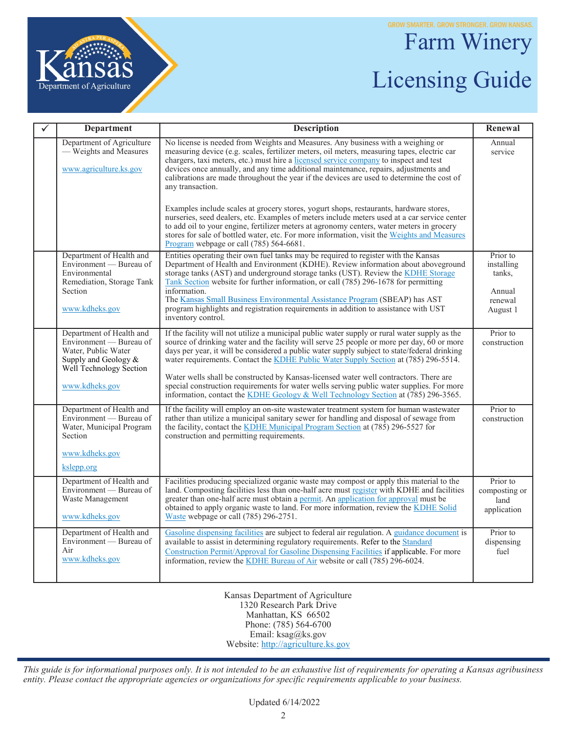GROW SMARTER. GROW STRONGER. GROW KANSAS.

# Farm Winery Licensing Guide

| ✓ | Department | Description | Renewal |
|---|---|---|---|
| | Department of Agriculture — Weights and Measures<br><br>www.agriculture.ks.gov | No license is needed from Weights and Measures. Any business with a weighing or measuring device (e.g. scales, fertilizer meters, oil meters, measuring tapes, electric car chargers, taxi meters, etc.) must hire a licensed service company to inspect and test devices once annually, and any time additional maintenance, repairs, adjustments and calibrations are made throughout the year if the devices are used to determine the cost of any transaction.<br><br>Examples include scales at grocery stores, yogurt shops, restaurants, hardware stores, nurseries, seed dealers, etc. Examples of meters include meters used at a car service center to add oil to your engine, fertilizer meters at agronomy centers, water meters in grocery stores for sale of bottled water, etc. For more information, visit the Weights and Measures Program webpage or call (785) 564-6681. | Annual service |
| | Department of Health and Environment — Bureau of Environmental Remediation, Storage Tank Section<br><br>www.kdheks.gov | Entities operating their own fuel tanks may be required to register with the Kansas Department of Health and Environment (KDHE). Review information about aboveground storage tanks (AST) and underground storage tanks (UST). Review the KDHE Storage Tank Section website for further information, or call (785) 296-1678 for permitting information.<br>The Kansas Small Business Environmental Assistance Program (SBEAP) has AST program highlights and registration requirements in addition to assistance with UST inventory control. | Prior to installing tanks,<br><br>Annual renewal August 1 |
| | Department of Health and Environment — Bureau of Water, Public Water Supply and Geology & Well Technology Section<br><br>www.kdheks.gov | If the facility will not utilize a municipal public water supply or rural water supply as the source of drinking water and the facility will serve 25 people or more per day, 60 or more days per year, it will be considered a public water supply subject to state/federal drinking water requirements. Contact the KDHE Public Water Supply Section at (785) 296-5514.<br><br>Water wells shall be constructed by Kansas-licensed water well contractors. There are special construction requirements for water wells serving public water supplies. For more information, contact the KDHE Geology & Well Technology Section at (785) 296-3565. | Prior to construction |
| | Department of Health and Environment — Bureau of Water, Municipal Program Section<br><br>www.kdheks.gov<br><br>kslepp.org | If the facility will employ an on-site wastewater treatment system for human wastewater rather than utilize a municipal sanitary sewer for handling and disposal of sewage from the facility, contact the KDHE Municipal Program Section at (785) 296-5527 for construction and permitting requirements. | Prior to construction |
| | Department of Health and Environment — Bureau of Waste Management<br><br>www.kdheks.gov | Facilities producing specialized organic waste may compost or apply this material to the land. Composting facilities less than one-half acre must register with KDHE and facilities greater than one-half acre must obtain a permit. An application for approval must be obtained to apply organic waste to land. For more information, review the KDHE Solid Waste webpage or call (785) 296-2751. | Prior to composting or land application |
| | Department of Health and Environment — Bureau of Air<br>www.kdheks.gov | Gasoline dispensing facilities are subject to federal air regulation. A guidance document is available to assist in determining regulatory requirements. Refer to the Standard Construction Permit/Approval for Gasoline Dispensing Facilities if applicable. For more information, review the KDHE Bureau of Air website or call (785) 296-6024. | Prior to dispensing fuel |

Kansas Department of Agriculture
1320 Research Park Drive
Manhattan, KS 66502
Phone: (785) 564-6700
Email: ksag@ks.gov
Website: http://agriculture.ks.gov

*This guide is for informational purposes only. It is not intended to be an exhaustive list of requirements for operating a Kansas agribusiness entity. Please contact the appropriate agencies or organizations for specific requirements applicable to your business.*

Updated 6/14/2022